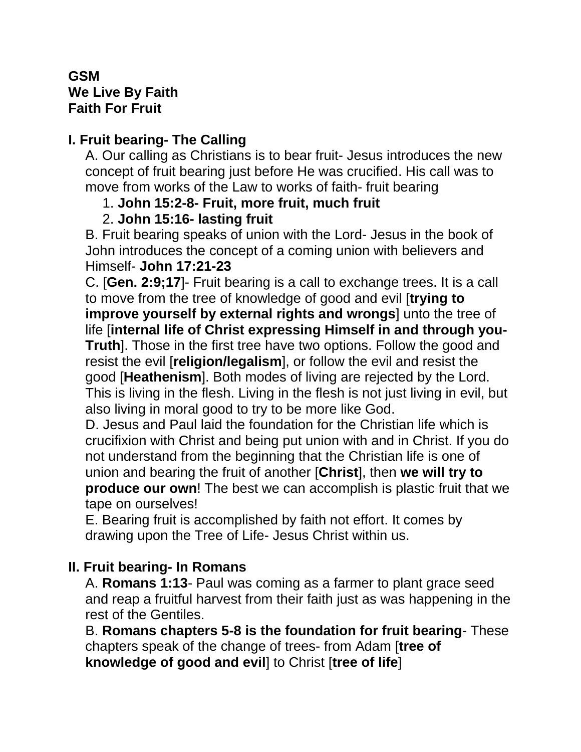**GSM**
**We Live By Faith**
**Faith For Fruit**

## I. Fruit bearing- The Calling

A. Our calling as Christians is to bear fruit- Jesus introduces the new concept of fruit bearing just before He was crucified. His call was to move from works of the Law to works of faith- fruit bearing

1. **John 15:2-8- Fruit, more fruit, much fruit**
2. **John 15:16- lasting fruit**

B. Fruit bearing speaks of union with the Lord- Jesus in the book of John introduces the concept of a coming union with believers and Himself- **John 17:21-23**

C. [**Gen. 2:9;17**]- Fruit bearing is a call to exchange trees. It is a call to move from the tree of knowledge of good and evil [**trying to improve yourself by external rights and wrongs**] unto the tree of life [**internal life of Christ expressing Himself in and through you- Truth**]. Those in the first tree have two options. Follow the good and resist the evil [**religion/legalism**], or follow the evil and resist the good [**Heathenism**]. Both modes of living are rejected by the Lord. This is living in the flesh. Living in the flesh is not just living in evil, but also living in moral good to try to be more like God.

D. Jesus and Paul laid the foundation for the Christian life which is crucifixion with Christ and being put union with and in Christ. If you do not understand from the beginning that the Christian life is one of union and bearing the fruit of another [**Christ**], then **we will try to produce our own**! The best we can accomplish is plastic fruit that we tape on ourselves!

E. Bearing fruit is accomplished by faith not effort. It comes by drawing upon the Tree of Life- Jesus Christ within us.

## II. Fruit bearing- In Romans

A. **Romans 1:13**- Paul was coming as a farmer to plant grace seed and reap a fruitful harvest from their faith just as was happening in the rest of the Gentiles.

B. **Romans chapters 5-8 is the foundation for fruit bearing**- These chapters speak of the change of trees- from Adam [**tree of knowledge of good and evil**] to Christ [**tree of life**]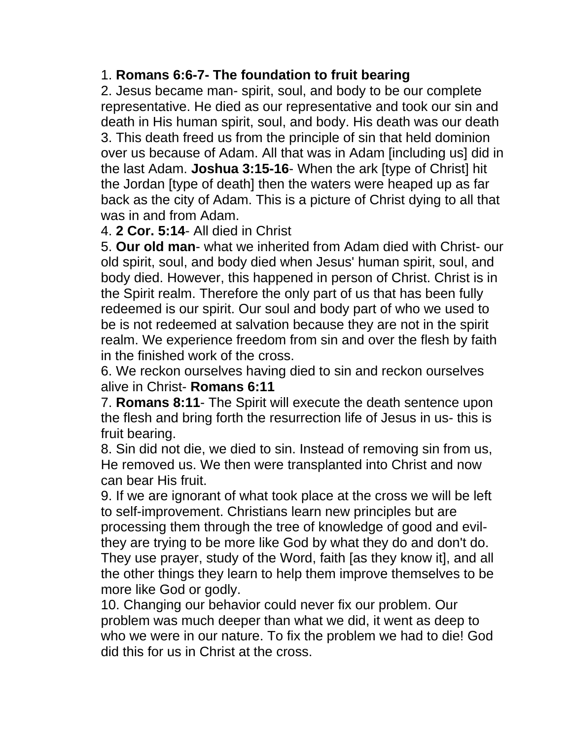1. **Romans 6:6-7- The foundation to fruit bearing**
2. Jesus became man- spirit, soul, and body to be our complete representative. He died as our representative and took our sin and death in His human spirit, soul, and body. His death was our death
3. This death freed us from the principle of sin that held dominion over us because of Adam. All that was in Adam [including us] did in the last Adam. **Joshua 3:15-16**- When the ark [type of Christ] hit the Jordan [type of death] then the waters were heaped up as far back as the city of Adam. This is a picture of Christ dying to all that was in and from Adam.
4. **2 Cor. 5:14**- All died in Christ
5. **Our old man**- what we inherited from Adam died with Christ- our old spirit, soul, and body died when Jesus' human spirit, soul, and body died. However, this happened in person of Christ. Christ is in the Spirit realm. Therefore the only part of us that has been fully redeemed is our spirit. Our soul and body part of who we used to be is not redeemed at salvation because they are not in the spirit realm. We experience freedom from sin and over the flesh by faith in the finished work of the cross.
6. We reckon ourselves having died to sin and reckon ourselves alive in Christ- **Romans 6:11**
7. **Romans 8:11**- The Spirit will execute the death sentence upon the flesh and bring forth the resurrection life of Jesus in us- this is fruit bearing.
8. Sin did not die, we died to sin. Instead of removing sin from us, He removed us. We then were transplanted into Christ and now can bear His fruit.
9. If we are ignorant of what took place at the cross we will be left to self-improvement. Christians learn new principles but are processing them through the tree of knowledge of good and evil- they are trying to be more like God by what they do and don't do. They use prayer, study of the Word, faith [as they know it], and all the other things they learn to help them improve themselves to be more like God or godly.
10. Changing our behavior could never fix our problem. Our problem was much deeper than what we did, it went as deep to who we were in our nature. To fix the problem we had to die! God did this for us in Christ at the cross.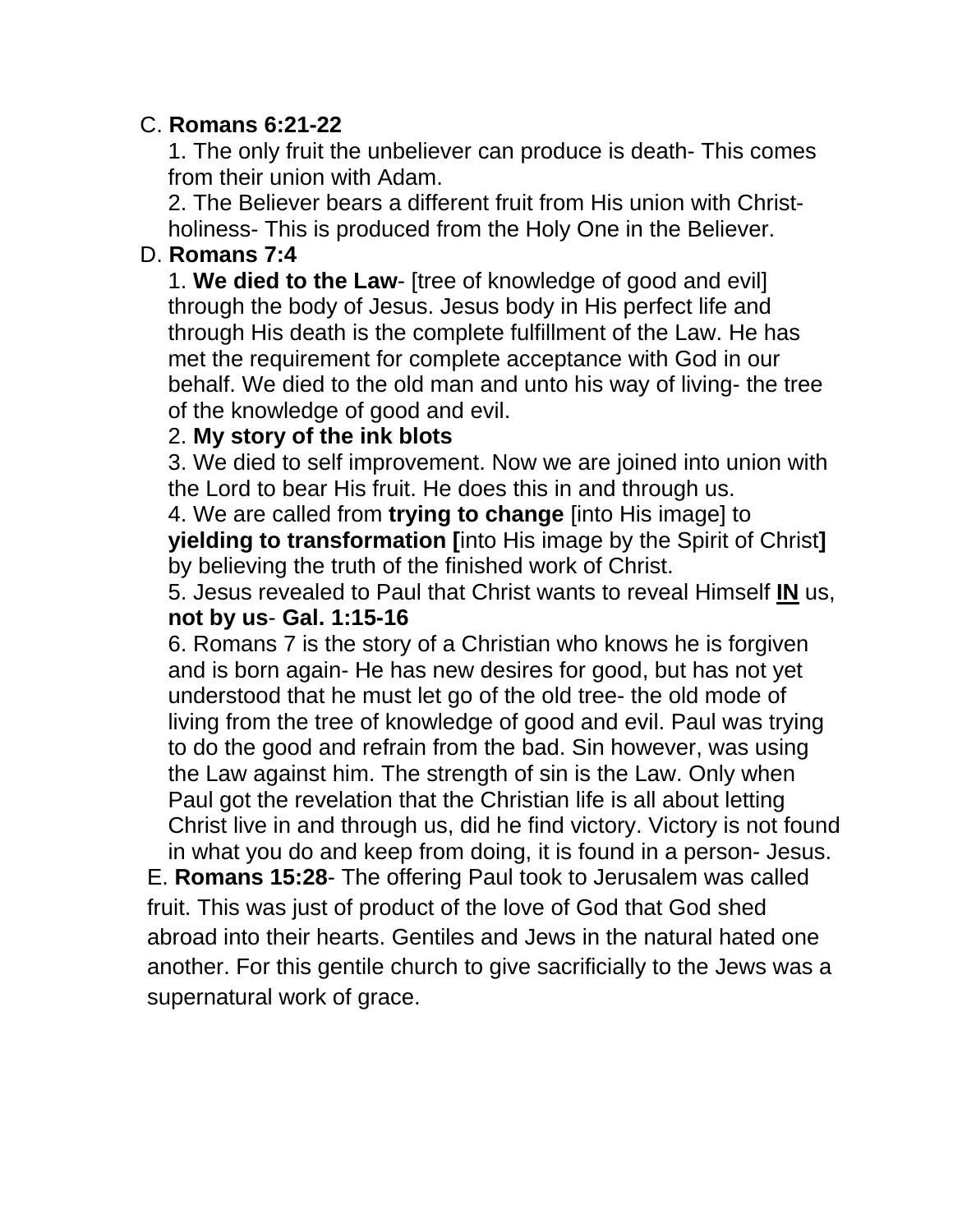C. **Romans 6:21-22**

1. The only fruit the unbeliever can produce is death- This comes from their union with Adam.
2. The Believer bears a different fruit from His union with Christ- holiness- This is produced from the Holy One in the Believer.

D. **Romans 7:4**

1. **We died to the Law**- [tree of knowledge of good and evil] through the body of Jesus. Jesus body in His perfect life and through His death is the complete fulfillment of the Law. He has met the requirement for complete acceptance with God in our behalf. We died to the old man and unto his way of living- the tree of the knowledge of good and evil.
2. **My story of the ink blots**
3. We died to self improvement. Now we are joined into union with the Lord to bear His fruit. He does this in and through us.
4. We are called from **trying to change** [into His image] to **yielding to transformation [**into His image by the Spirit of Christ**]** by believing the truth of the finished work of Christ.
5. Jesus revealed to Paul that Christ wants to reveal Himself **<u>IN</u>** us, **not by us**- **Gal. 1:15-16**
6. Romans 7 is the story of a Christian who knows he is forgiven and is born again- He has new desires for good, but has not yet understood that he must let go of the old tree- the old mode of living from the tree of knowledge of good and evil. Paul was trying to do the good and refrain from the bad. Sin however, was using the Law against him. The strength of sin is the Law. Only when Paul got the revelation that the Christian life is all about letting Christ live in and through us, did he find victory. Victory is not found in what you do and keep from doing, it is found in a person- Jesus.

E. **Romans 15:28**- The offering Paul took to Jerusalem was called fruit. This was just of product of the love of God that God shed abroad into their hearts. Gentiles and Jews in the natural hated one another. For this gentile church to give sacrificially to the Jews was a supernatural work of grace.